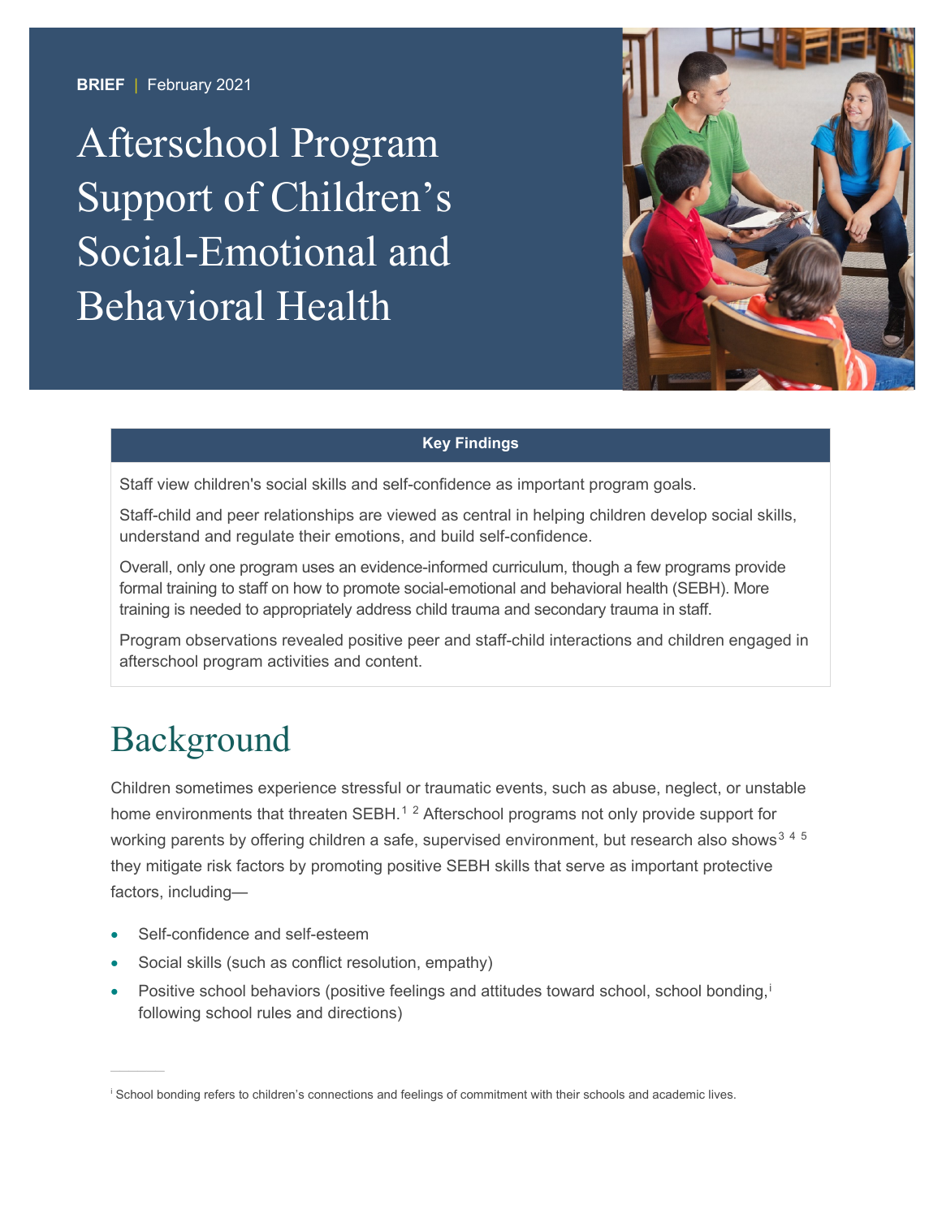**BRIEF** | February 2021

# Afterschool Program Support of Children's Social-Emotional and Behavioral Health

**Key Findings**

Staff view children's social skills and self-confidence as important program goals.

Staff-child and peer relationships are viewed as central in helping children develop social skills, understand and regulate their emotions, and build self-confidence.

Overall, only one program uses an evidence-informed curriculum, though a few programs provide formal training to staff on how to promote social-emotional and behavioral health (SEBH). More training is needed to appropriately address child trauma and secondary trauma in staff.

Program observations revealed positive peer and staff-child interactions and children engaged in afterschool program activities and content.

## Background

Children sometimes experience stressful or traumatic events, such as abuse, neglect, or unstable home environments that threaten SEBH.[1 2] Afterschool programs not only provide support for working parents by offering children a safe, supervised environment, but research also shows[3 4 5] they mitigate risk factors by promoting positive SEBH skills that serve as important protective factors, including—

- Self-confidence and self-esteem
- Social skills (such as conflict resolution, empathy)
- Positive school behaviors (positive feelings and attitudes toward school, school bonding,[i] following school rules and directions)

[i] School bonding refers to children's connections and feelings of commitment with their schools and academic lives.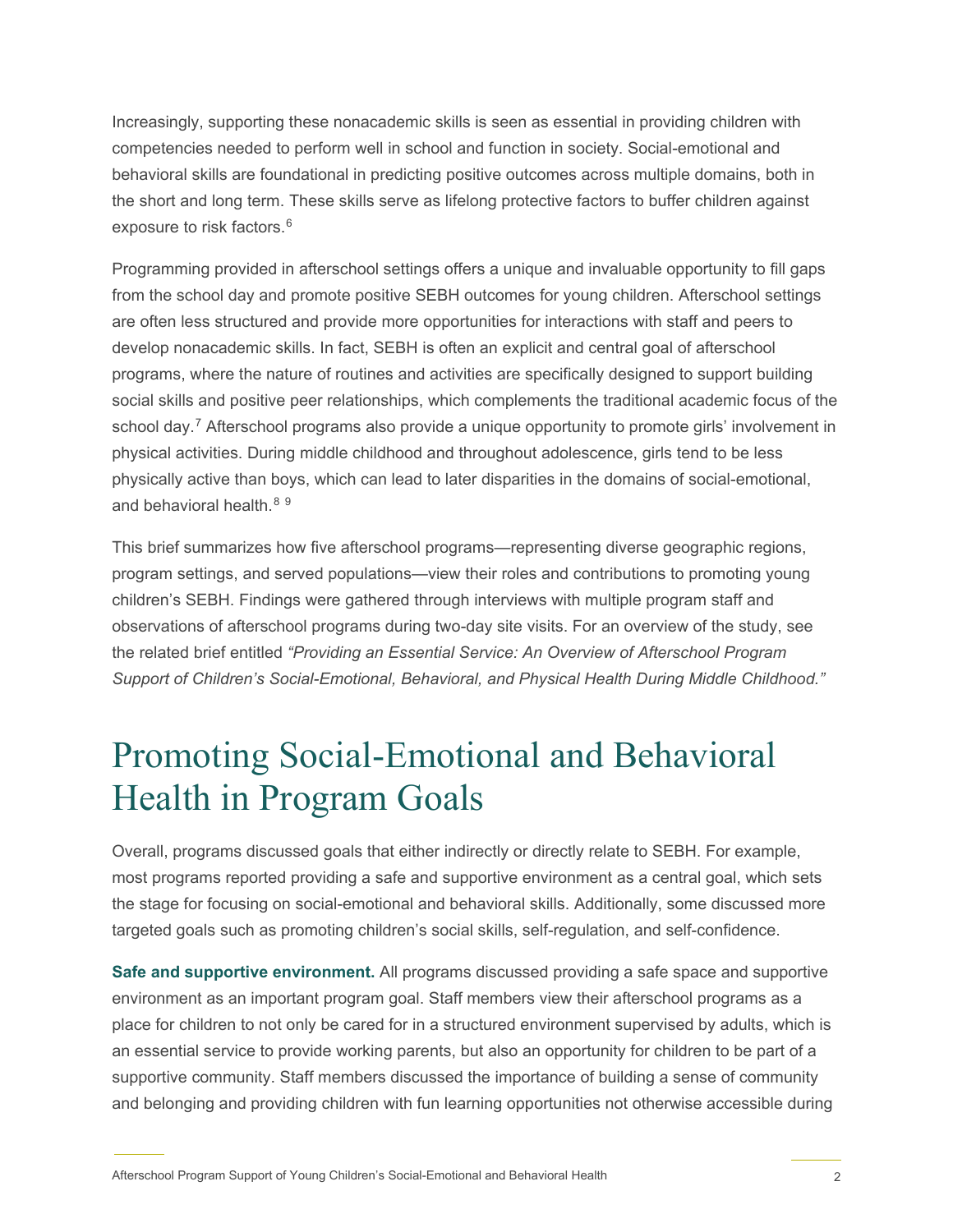Increasingly, supporting these nonacademic skills is seen as essential in providing children with competencies needed to perform well in school and function in society. Social-emotional and behavioral skills are foundational in predicting positive outcomes across multiple domains, both in the short and long term. These skills serve as lifelong protective factors to buffer children against exposure to risk factors.[6]

Programming provided in afterschool settings offers a unique and invaluable opportunity to fill gaps from the school day and promote positive SEBH outcomes for young children. Afterschool settings are often less structured and provide more opportunities for interactions with staff and peers to develop nonacademic skills. In fact, SEBH is often an explicit and central goal of afterschool programs, where the nature of routines and activities are specifically designed to support building social skills and positive peer relationships, which complements the traditional academic focus of the school day.[7] Afterschool programs also provide a unique opportunity to promote girls' involvement in physical activities. During middle childhood and throughout adolescence, girls tend to be less physically active than boys, which can lead to later disparities in the domains of social-emotional, and behavioral health.[8] [9]

This brief summarizes how five afterschool programs—representing diverse geographic regions, program settings, and served populations—view their roles and contributions to promoting young children's SEBH. Findings were gathered through interviews with multiple program staff and observations of afterschool programs during two-day site visits. For an overview of the study, see the related brief entitled *"Providing an Essential Service: An Overview of Afterschool Program Support of Children's Social-Emotional, Behavioral, and Physical Health During Middle Childhood."*

# Promoting Social-Emotional and Behavioral Health in Program Goals

Overall, programs discussed goals that either indirectly or directly relate to SEBH. For example, most programs reported providing a safe and supportive environment as a central goal, which sets the stage for focusing on social-emotional and behavioral skills. Additionally, some discussed more targeted goals such as promoting children's social skills, self-regulation, and self-confidence.

**Safe and supportive environment.** All programs discussed providing a safe space and supportive environment as an important program goal. Staff members view their afterschool programs as a place for children to not only be cared for in a structured environment supervised by adults, which is an essential service to provide working parents, but also an opportunity for children to be part of a supportive community. Staff members discussed the importance of building a sense of community and belonging and providing children with fun learning opportunities not otherwise accessible during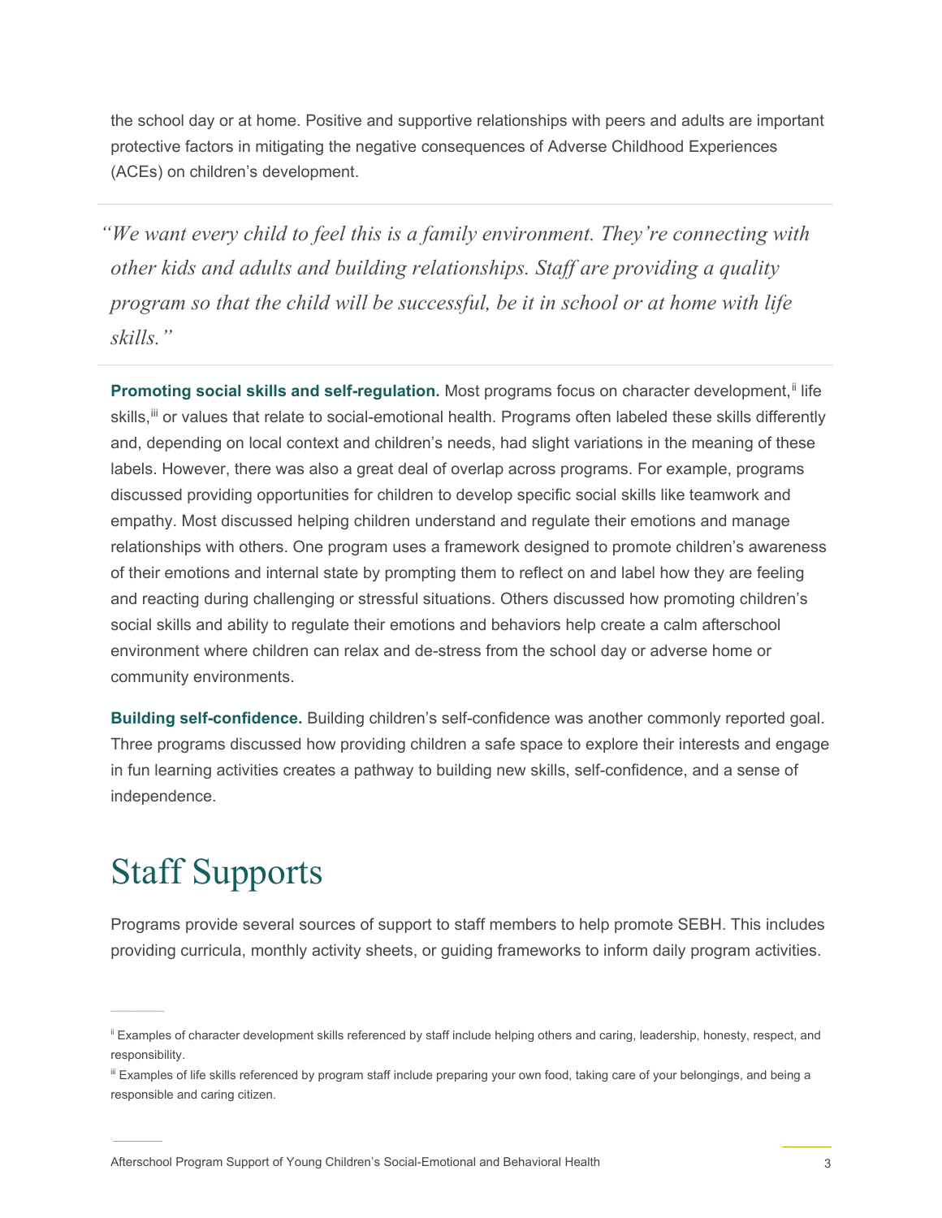the school day or at home. Positive and supportive relationships with peers and adults are important protective factors in mitigating the negative consequences of Adverse Childhood Experiences (ACEs) on children's development.

> *"We want every child to feel this is a family environment. They're connecting with other kids and adults and building relationships. Staff are providing a quality program so that the child will be successful, be it in school or at home with life skills."*

**Promoting social skills and self-regulation.** Most programs focus on character development,[ii] life skills,[iii] or values that relate to social-emotional health. Programs often labeled these skills differently and, depending on local context and children's needs, had slight variations in the meaning of these labels. However, there was also a great deal of overlap across programs. For example, programs discussed providing opportunities for children to develop specific social skills like teamwork and empathy. Most discussed helping children understand and regulate their emotions and manage relationships with others. One program uses a framework designed to promote children's awareness of their emotions and internal state by prompting them to reflect on and label how they are feeling and reacting during challenging or stressful situations. Others discussed how promoting children's social skills and ability to regulate their emotions and behaviors help create a calm afterschool environment where children can relax and de-stress from the school day or adverse home or community environments.

**Building self-confidence.** Building children's self-confidence was another commonly reported goal. Three programs discussed how providing children a safe space to explore their interests and engage in fun learning activities creates a pathway to building new skills, self-confidence, and a sense of independence.

# Staff Supports

Programs provide several sources of support to staff members to help promote SEBH. This includes providing curricula, monthly activity sheets, or guiding frameworks to inform daily program activities.

---

[ii] Examples of character development skills referenced by staff include helping others and caring, leadership, honesty, respect, and responsibility.

[iii] Examples of life skills referenced by program staff include preparing your own food, taking care of your belongings, and being a responsible and caring citizen.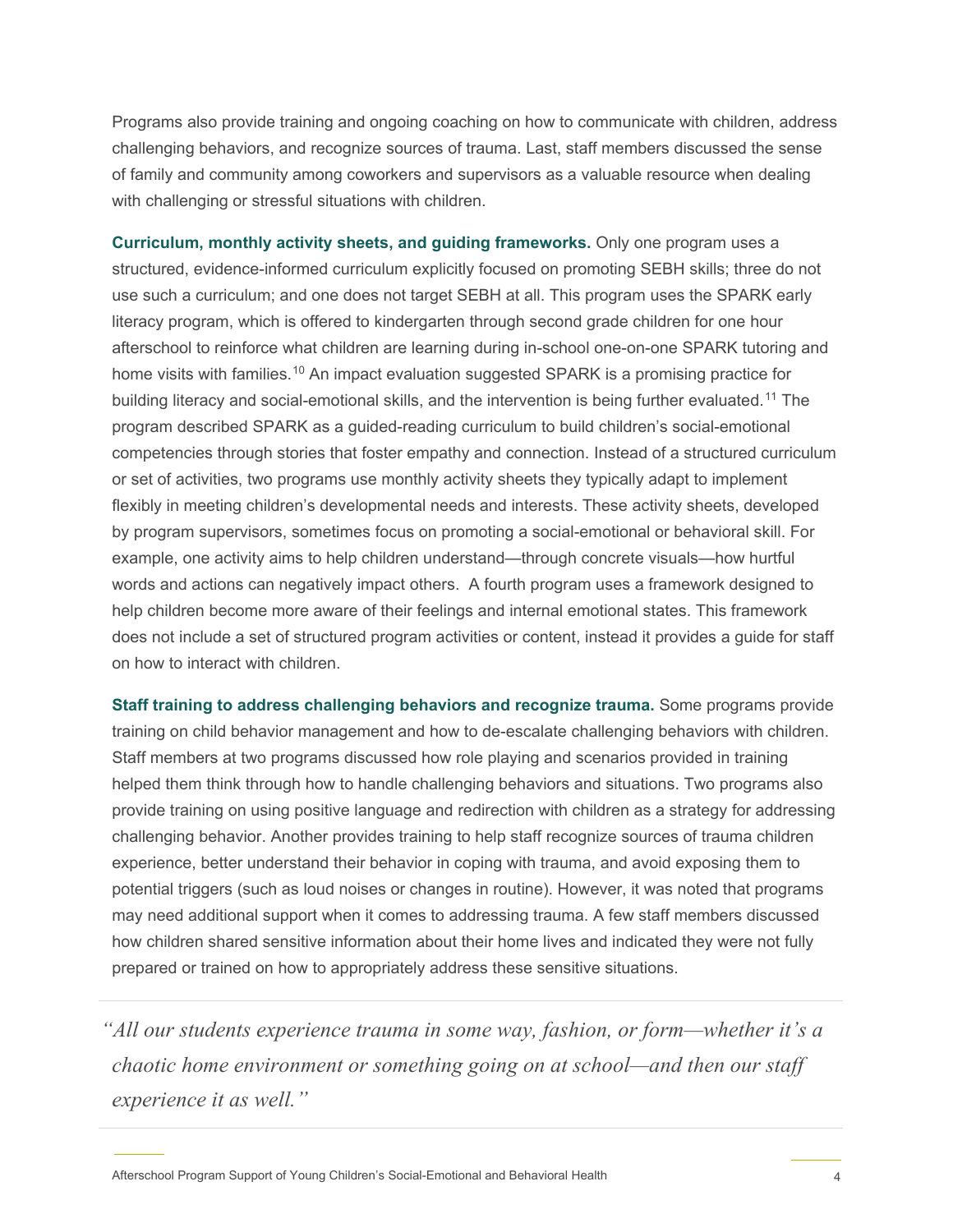Programs also provide training and ongoing coaching on how to communicate with children, address challenging behaviors, and recognize sources of trauma. Last, staff members discussed the sense of family and community among coworkers and supervisors as a valuable resource when dealing with challenging or stressful situations with children.

**Curriculum, monthly activity sheets, and guiding frameworks.** Only one program uses a structured, evidence-informed curriculum explicitly focused on promoting SEBH skills; three do not use such a curriculum; and one does not target SEBH at all. This program uses the SPARK early literacy program, which is offered to kindergarten through second grade children for one hour afterschool to reinforce what children are learning during in-school one-on-one SPARK tutoring and home visits with families.[10] An impact evaluation suggested SPARK is a promising practice for building literacy and social-emotional skills, and the intervention is being further evaluated.[11] The program described SPARK as a guided-reading curriculum to build children's social-emotional competencies through stories that foster empathy and connection. Instead of a structured curriculum or set of activities, two programs use monthly activity sheets they typically adapt to implement flexibly in meeting children's developmental needs and interests. These activity sheets, developed by program supervisors, sometimes focus on promoting a social-emotional or behavioral skill. For example, one activity aims to help children understand—through concrete visuals—how hurtful words and actions can negatively impact others. A fourth program uses a framework designed to help children become more aware of their feelings and internal emotional states. This framework does not include a set of structured program activities or content, instead it provides a guide for staff on how to interact with children.

**Staff training to address challenging behaviors and recognize trauma.** Some programs provide training on child behavior management and how to de-escalate challenging behaviors with children. Staff members at two programs discussed how role playing and scenarios provided in training helped them think through how to handle challenging behaviors and situations. Two programs also provide training on using positive language and redirection with children as a strategy for addressing challenging behavior. Another provides training to help staff recognize sources of trauma children experience, better understand their behavior in coping with trauma, and avoid exposing them to potential triggers (such as loud noises or changes in routine). However, it was noted that programs may need additional support when it comes to addressing trauma. A few staff members discussed how children shared sensitive information about their home lives and indicated they were not fully prepared or trained on how to appropriately address these sensitive situations.

> *"All our students experience trauma in some way, fashion, or form—whether it's a chaotic home environment or something going on at school—and then our staff experience it as well."*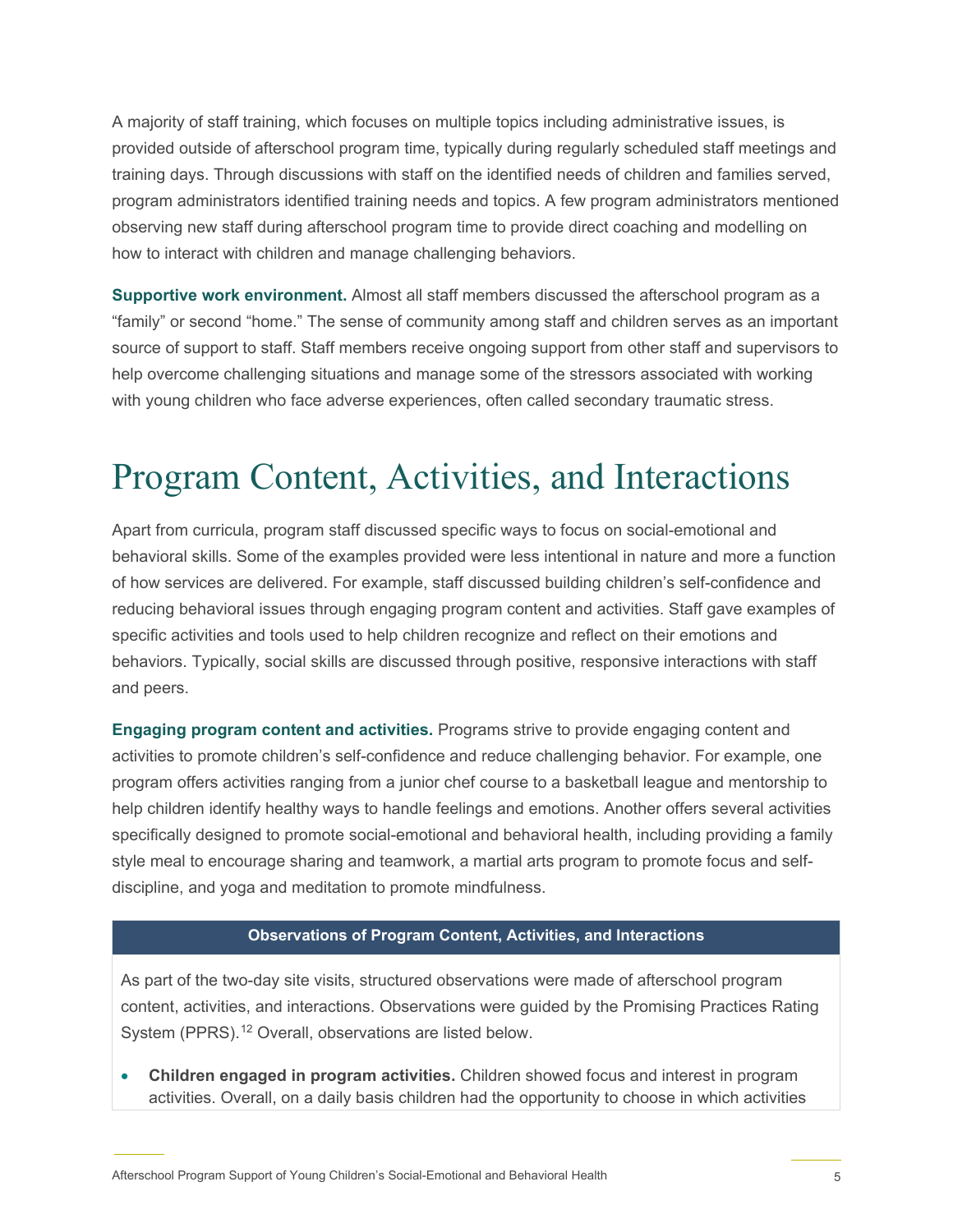A majority of staff training, which focuses on multiple topics including administrative issues, is provided outside of afterschool program time, typically during regularly scheduled staff meetings and training days. Through discussions with staff on the identified needs of children and families served, program administrators identified training needs and topics. A few program administrators mentioned observing new staff during afterschool program time to provide direct coaching and modelling on how to interact with children and manage challenging behaviors.

**Supportive work environment.** Almost all staff members discussed the afterschool program as a "family" or second "home." The sense of community among staff and children serves as an important source of support to staff. Staff members receive ongoing support from other staff and supervisors to help overcome challenging situations and manage some of the stressors associated with working with young children who face adverse experiences, often called secondary traumatic stress.

# Program Content, Activities, and Interactions

Apart from curricula, program staff discussed specific ways to focus on social-emotional and behavioral skills. Some of the examples provided were less intentional in nature and more a function of how services are delivered. For example, staff discussed building children's self-confidence and reducing behavioral issues through engaging program content and activities. Staff gave examples of specific activities and tools used to help children recognize and reflect on their emotions and behaviors. Typically, social skills are discussed through positive, responsive interactions with staff and peers.

**Engaging program content and activities.** Programs strive to provide engaging content and activities to promote children's self-confidence and reduce challenging behavior. For example, one program offers activities ranging from a junior chef course to a basketball league and mentorship to help children identify healthy ways to handle feelings and emotions. Another offers several activities specifically designed to promote social-emotional and behavioral health, including providing a family style meal to encourage sharing and teamwork, a martial arts program to promote focus and self-discipline, and yoga and meditation to promote mindfulness.

**Observations of Program Content, Activities, and Interactions**

As part of the two-day site visits, structured observations were made of afterschool program content, activities, and interactions. Observations were guided by the Promising Practices Rating System (PPRS).[12] Overall, observations are listed below.

- **Children engaged in program activities.** Children showed focus and interest in program activities. Overall, on a daily basis children had the opportunity to choose in which activities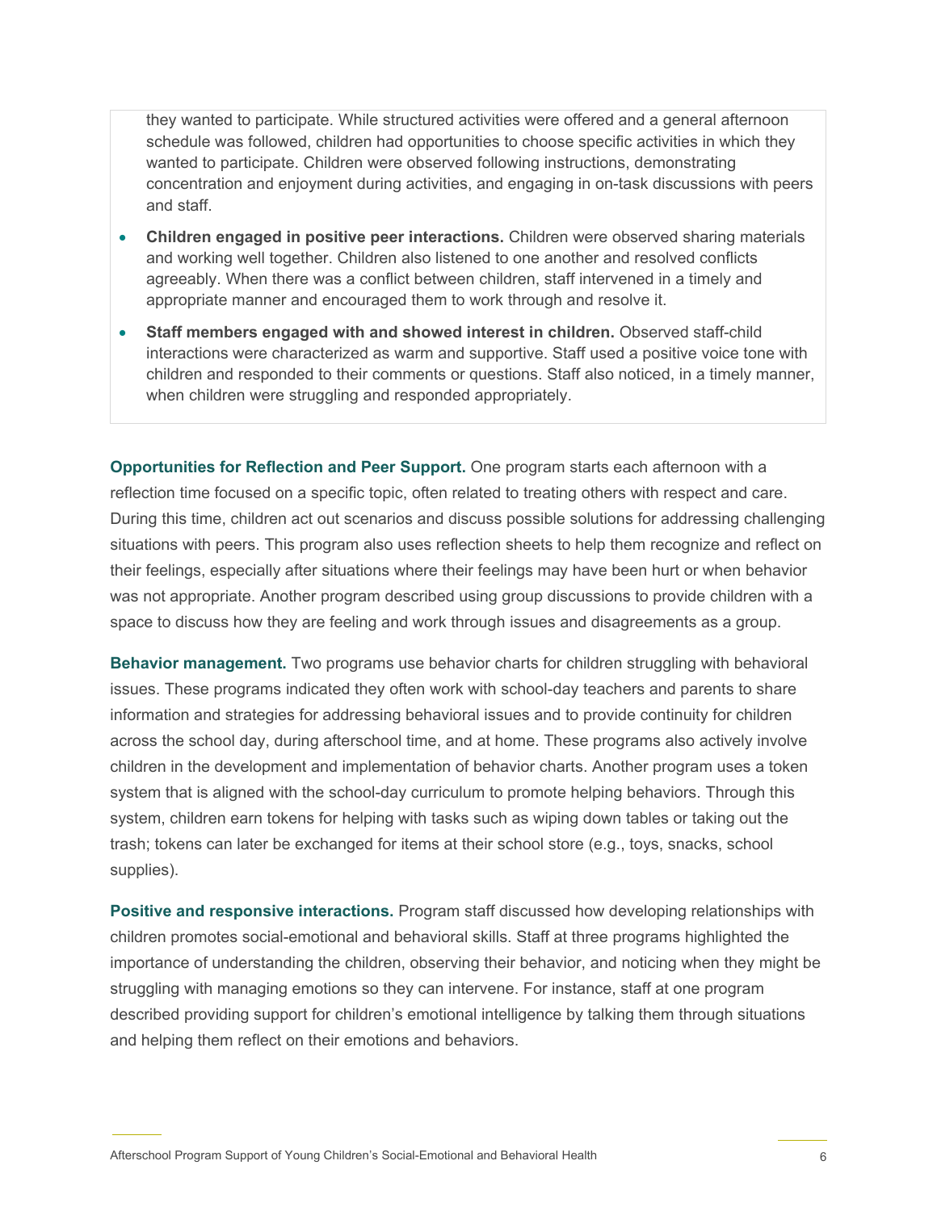they wanted to participate. While structured activities were offered and a general afternoon schedule was followed, children had opportunities to choose specific activities in which they wanted to participate. Children were observed following instructions, demonstrating concentration and enjoyment during activities, and engaging in on-task discussions with peers and staff.

- **Children engaged in positive peer interactions.** Children were observed sharing materials and working well together. Children also listened to one another and resolved conflicts agreeably. When there was a conflict between children, staff intervened in a timely and appropriate manner and encouraged them to work through and resolve it.
- **Staff members engaged with and showed interest in children.** Observed staff-child interactions were characterized as warm and supportive. Staff used a positive voice tone with children and responded to their comments or questions. Staff also noticed, in a timely manner, when children were struggling and responded appropriately.

**Opportunities for Reflection and Peer Support.** One program starts each afternoon with a reflection time focused on a specific topic, often related to treating others with respect and care. During this time, children act out scenarios and discuss possible solutions for addressing challenging situations with peers. This program also uses reflection sheets to help them recognize and reflect on their feelings, especially after situations where their feelings may have been hurt or when behavior was not appropriate. Another program described using group discussions to provide children with a space to discuss how they are feeling and work through issues and disagreements as a group.

**Behavior management.** Two programs use behavior charts for children struggling with behavioral issues. These programs indicated they often work with school-day teachers and parents to share information and strategies for addressing behavioral issues and to provide continuity for children across the school day, during afterschool time, and at home. These programs also actively involve children in the development and implementation of behavior charts. Another program uses a token system that is aligned with the school-day curriculum to promote helping behaviors. Through this system, children earn tokens for helping with tasks such as wiping down tables or taking out the trash; tokens can later be exchanged for items at their school store (e.g., toys, snacks, school supplies).

**Positive and responsive interactions.** Program staff discussed how developing relationships with children promotes social-emotional and behavioral skills. Staff at three programs highlighted the importance of understanding the children, observing their behavior, and noticing when they might be struggling with managing emotions so they can intervene. For instance, staff at one program described providing support for children's emotional intelligence by talking them through situations and helping them reflect on their emotions and behaviors.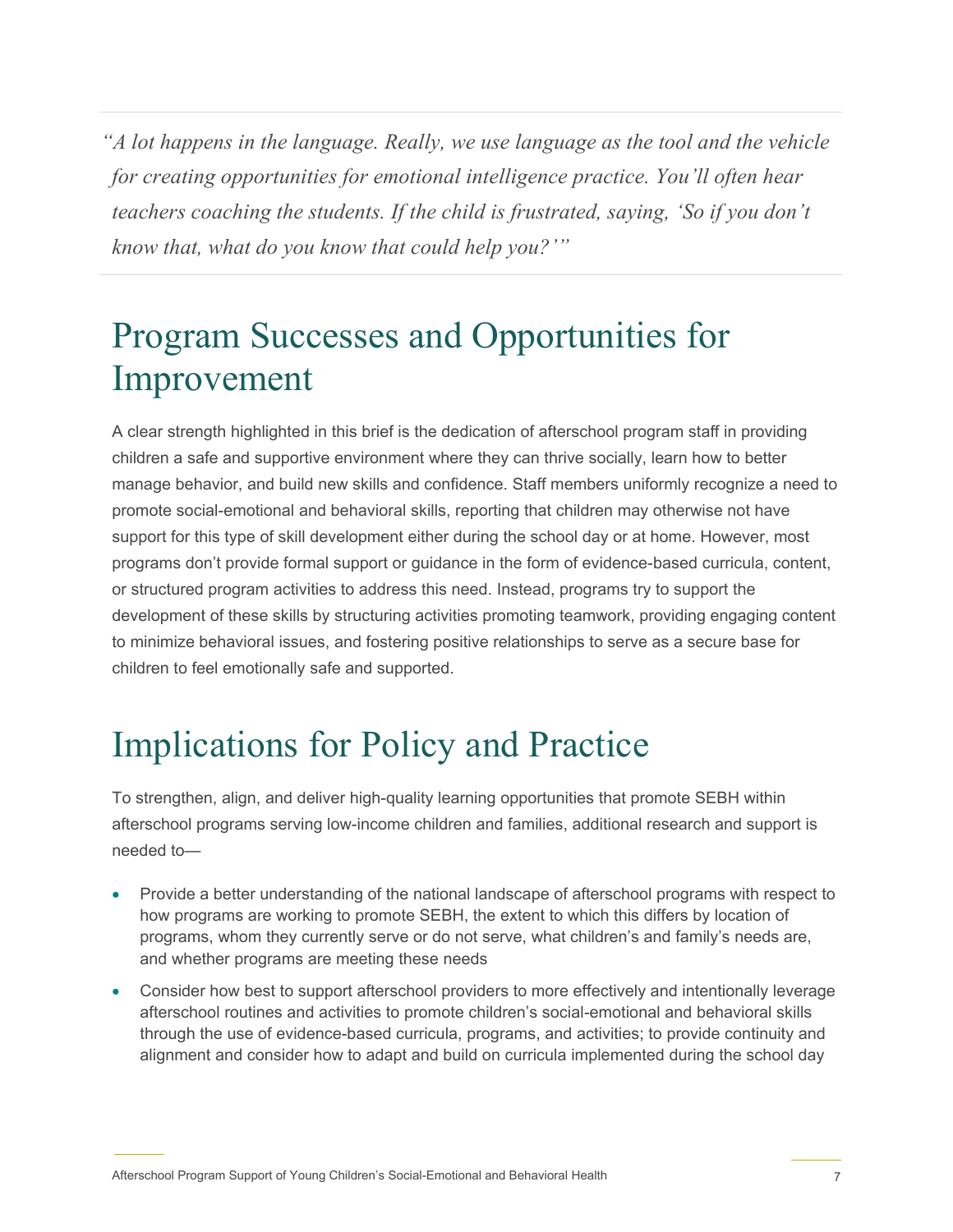> *"A lot happens in the language. Really, we use language as the tool and the vehicle for creating opportunities for emotional intelligence practice. You'll often hear teachers coaching the students. If the child is frustrated, saying, 'So if you don't know that, what do you know that could help you?'"*

# Program Successes and Opportunities for Improvement

A clear strength highlighted in this brief is the dedication of afterschool program staff in providing children a safe and supportive environment where they can thrive socially, learn how to better manage behavior, and build new skills and confidence. Staff members uniformly recognize a need to promote social-emotional and behavioral skills, reporting that children may otherwise not have support for this type of skill development either during the school day or at home. However, most programs don't provide formal support or guidance in the form of evidence-based curricula, content, or structured program activities to address this need. Instead, programs try to support the development of these skills by structuring activities promoting teamwork, providing engaging content to minimize behavioral issues, and fostering positive relationships to serve as a secure base for children to feel emotionally safe and supported.

# Implications for Policy and Practice

To strengthen, align, and deliver high-quality learning opportunities that promote SEBH within afterschool programs serving low-income children and families, additional research and support is needed to—

- Provide a better understanding of the national landscape of afterschool programs with respect to how programs are working to promote SEBH, the extent to which this differs by location of programs, whom they currently serve or do not serve, what children's and family's needs are, and whether programs are meeting these needs
- Consider how best to support afterschool providers to more effectively and intentionally leverage afterschool routines and activities to promote children's social-emotional and behavioral skills through the use of evidence-based curricula, programs, and activities; to provide continuity and alignment and consider how to adapt and build on curricula implemented during the school day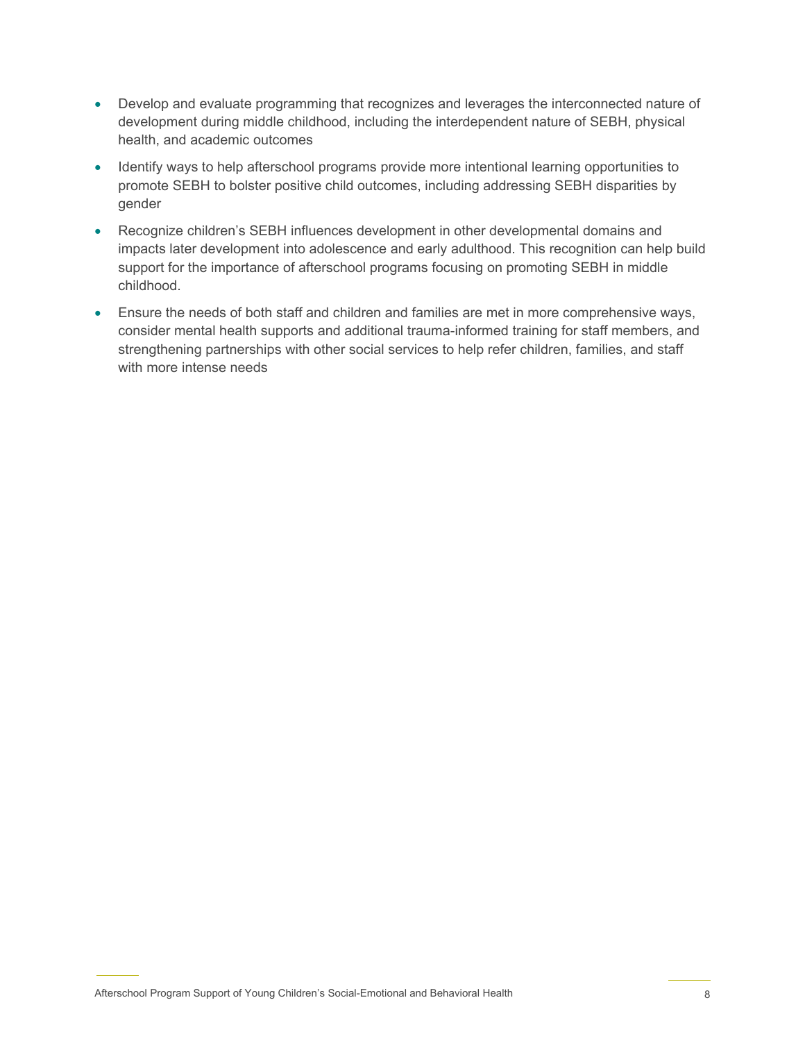- Develop and evaluate programming that recognizes and leverages the interconnected nature of development during middle childhood, including the interdependent nature of SEBH, physical health, and academic outcomes
- Identify ways to help afterschool programs provide more intentional learning opportunities to promote SEBH to bolster positive child outcomes, including addressing SEBH disparities by gender
- Recognize children's SEBH influences development in other developmental domains and impacts later development into adolescence and early adulthood. This recognition can help build support for the importance of afterschool programs focusing on promoting SEBH in middle childhood.
- Ensure the needs of both staff and children and families are met in more comprehensive ways, consider mental health supports and additional trauma-informed training for staff members, and strengthening partnerships with other social services to help refer children, families, and staff with more intense needs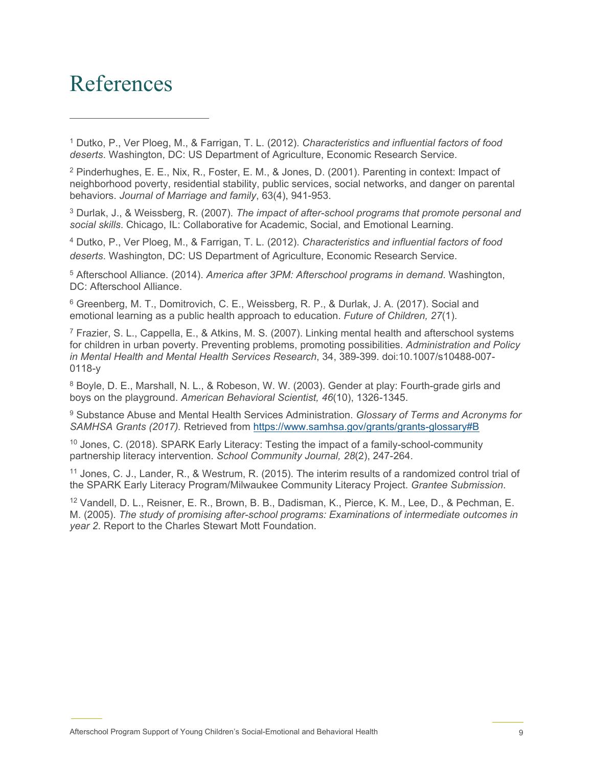# References

[1] Dutko, P., Ver Ploeg, M., & Farrigan, T. L. (2012). *Characteristics and influential factors of food deserts*. Washington, DC: US Department of Agriculture, Economic Research Service.

[2] Pinderhughes, E. E., Nix, R., Foster, E. M., & Jones, D. (2001). Parenting in context: Impact of neighborhood poverty, residential stability, public services, social networks, and danger on parental behaviors. *Journal of Marriage and family*, 63(4), 941-953.

[3] Durlak, J., & Weissberg, R. (2007). *The impact of after-school programs that promote personal and social skills*. Chicago, IL: Collaborative for Academic, Social, and Emotional Learning.

[4] Dutko, P., Ver Ploeg, M., & Farrigan, T. L. (2012). *Characteristics and influential factors of food deserts*. Washington, DC: US Department of Agriculture, Economic Research Service.

[5] Afterschool Alliance. (2014). *America after 3PM: Afterschool programs in demand*. Washington, DC: Afterschool Alliance.

[6] Greenberg, M. T., Domitrovich, C. E., Weissberg, R. P., & Durlak, J. A. (2017). Social and emotional learning as a public health approach to education. *Future of Children, 27*(1).

[7] Frazier, S. L., Cappella, E., & Atkins, M. S. (2007). Linking mental health and afterschool systems for children in urban poverty. Preventing problems, promoting possibilities. *Administration and Policy in Mental Health and Mental Health Services Research*, 34, 389-399. doi:10.1007/s10488-007-0118-y

[8] Boyle, D. E., Marshall, N. L., & Robeson, W. W. (2003). Gender at play: Fourth-grade girls and boys on the playground. *American Behavioral Scientist, 46*(10), 1326-1345.

[9] Substance Abuse and Mental Health Services Administration. *Glossary of Terms and Acronyms for SAMHSA Grants (2017).* Retrieved from https://www.samhsa.gov/grants/grants-glossary#B

[10] Jones, C. (2018). SPARK Early Literacy: Testing the impact of a family-school-community partnership literacy intervention. *School Community Journal, 28*(2), 247-264.

[11] Jones, C. J., Lander, R., & Westrum, R. (2015). The interim results of a randomized control trial of the SPARK Early Literacy Program/Milwaukee Community Literacy Project. *Grantee Submission*.

[12] Vandell, D. L., Reisner, E. R., Brown, B. B., Dadisman, K., Pierce, K. M., Lee, D., & Pechman, E. M. (2005). *The study of promising after-school programs: Examinations of intermediate outcomes in year 2*. Report to the Charles Stewart Mott Foundation.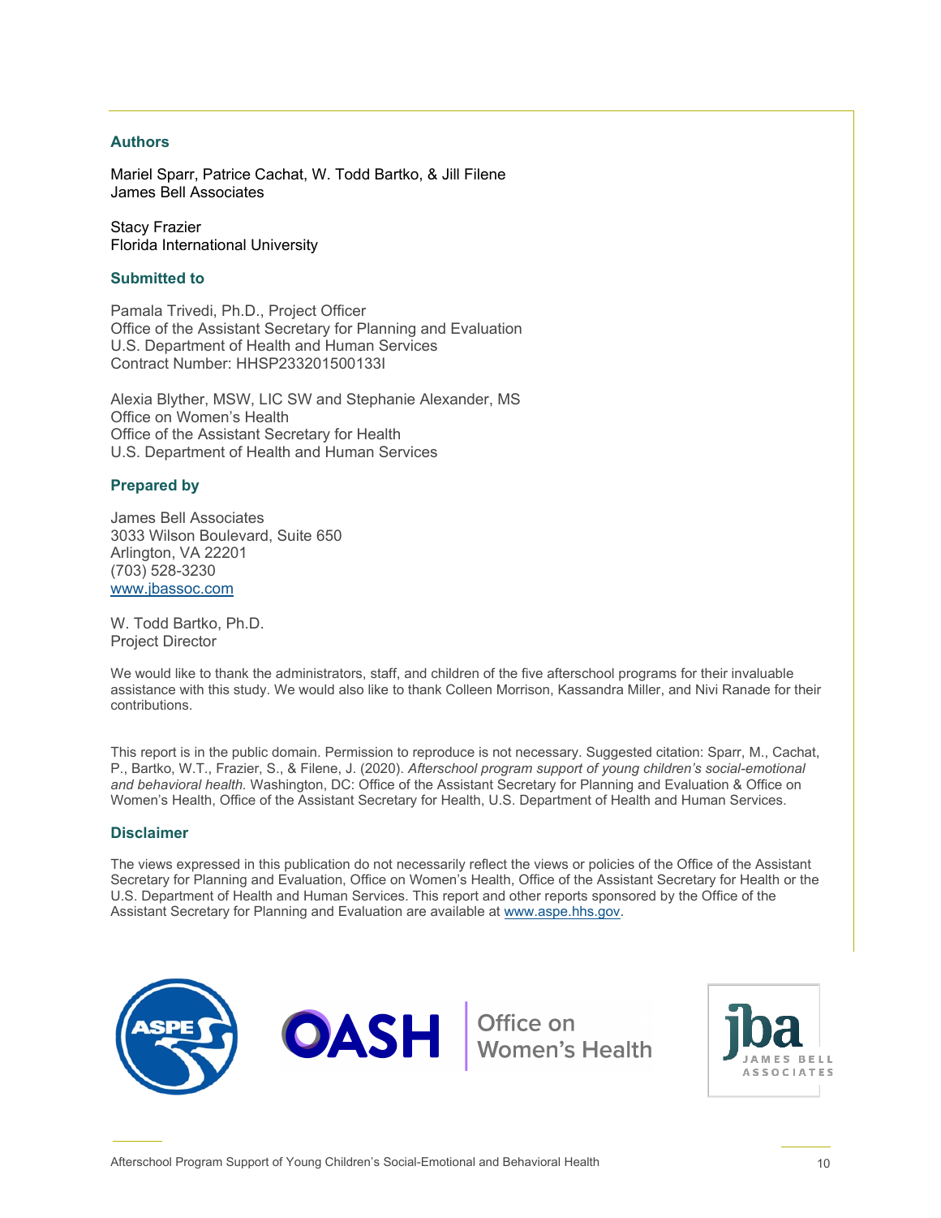## Authors

Mariel Sparr, Patrice Cachat, W. Todd Bartko, & Jill Filene
James Bell Associates

Stacy Frazier
Florida International University

## Submitted to

Pamala Trivedi, Ph.D., Project Officer
Office of the Assistant Secretary for Planning and Evaluation
U.S. Department of Health and Human Services
Contract Number: HHSP233201500133I

Alexia Blyther, MSW, LIC SW and Stephanie Alexander, MS
Office on Women's Health
Office of the Assistant Secretary for Health
U.S. Department of Health and Human Services

## Prepared by

James Bell Associates
3033 Wilson Boulevard, Suite 650
Arlington, VA 22201
(703) 528-3230
[www.jbassoc.com](http://www.jbassoc.com)

W. Todd Bartko, Ph.D.
Project Director

We would like to thank the administrators, staff, and children of the five afterschool programs for their invaluable assistance with this study. We would also like to thank Colleen Morrison, Kassandra Miller, and Nivi Ranade for their contributions.

This report is in the public domain. Permission to reproduce is not necessary. Suggested citation: Sparr, M., Cachat, P., Bartko, W.T., Frazier, S., & Filene, J. (2020). *Afterschool program support of young children's social-emotional and behavioral health.* Washington, DC: Office of the Assistant Secretary for Planning and Evaluation & Office on Women's Health, Office of the Assistant Secretary for Health, U.S. Department of Health and Human Services.

## Disclaimer

The views expressed in this publication do not necessarily reflect the views or policies of the Office of the Assistant Secretary for Planning and Evaluation, Office on Women's Health, Office of the Assistant Secretary for Health or the U.S. Department of Health and Human Services. This report and other reports sponsored by the Office of the Assistant Secretary for Planning and Evaluation are available at [www.aspe.hhs.gov](http://www.aspe.hhs.gov).

ASPE

OASH | Office on Women's Health

jba JAMES BELL ASSOCIATES